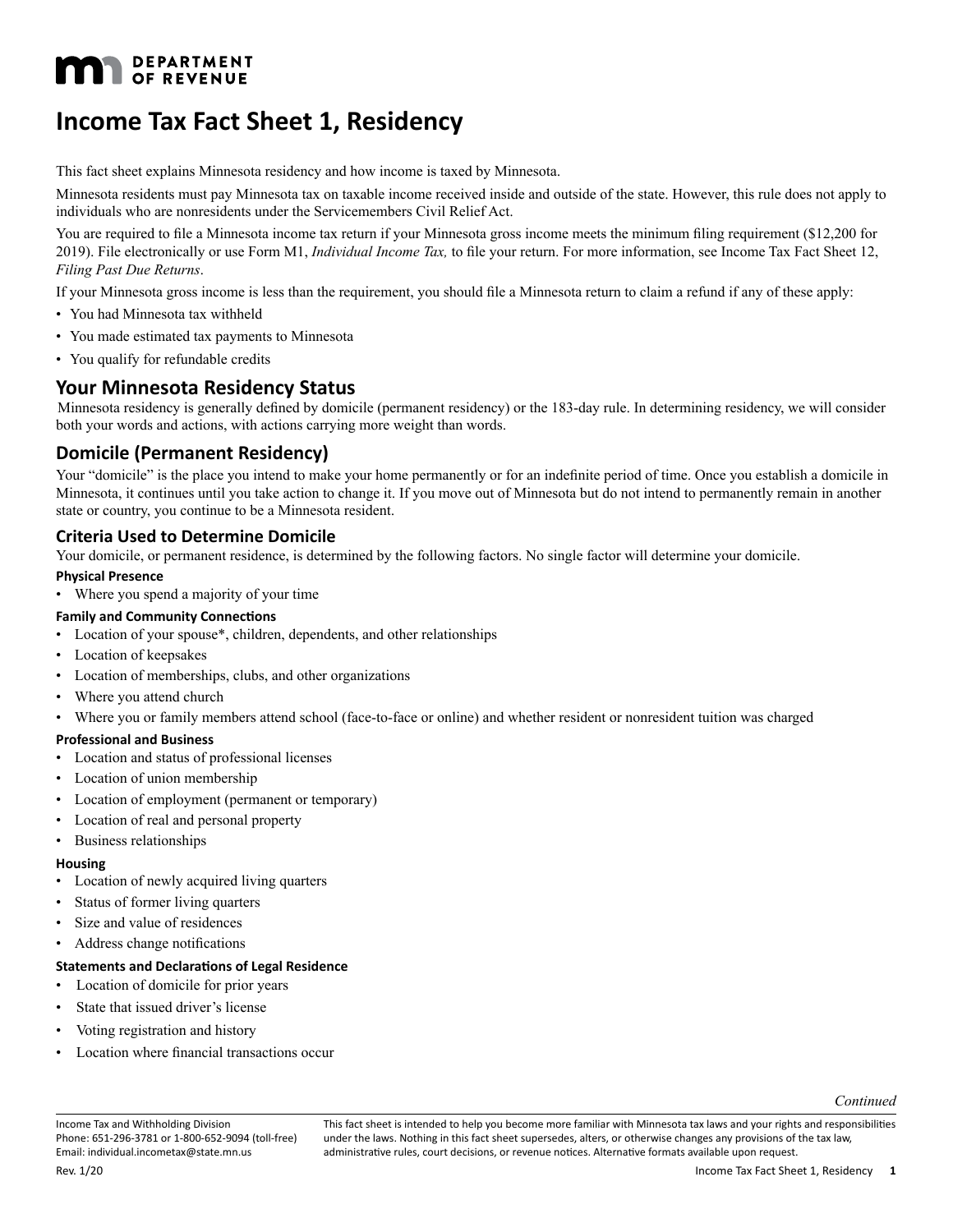# Income Tax Fact Sheet 1, Residency

This fact sheet explains Minnesota residency and how income is taxed by Minnesota.

Minnesota residents must pay Minnesota tax on taxable income received inside and outside of the state. However, this rule does not apply to individuals who are nonresidents under the Servicemembers Civil Relief Act.

You are required to file a Minnesota income tax return if your Minnesota gross income meets the minimum filing requirement ($12,200 for 2019). File electronically or use Form M1, *Individual Income Tax,* to file your return. For more information, see Income Tax Fact Sheet 12, *Filing Past Due Returns*.

If your Minnesota gross income is less than the requirement, you should file a Minnesota return to claim a refund if any of these apply:

- You had Minnesota tax withheld
- You made estimated tax payments to Minnesota
- You qualify for refundable credits

## Your Minnesota Residency Status

Minnesota residency is generally defined by domicile (permanent residency) or the 183-day rule. In determining residency, we will consider both your words and actions, with actions carrying more weight than words.

## Domicile (Permanent Residency)

Your "domicile" is the place you intend to make your home permanently or for an indefinite period of time. Once you establish a domicile in Minnesota, it continues until you take action to change it. If you move out of Minnesota but do not intend to permanently remain in another state or country, you continue to be a Minnesota resident.

### Criteria Used to Determine Domicile

Your domicile, or permanent residence, is determined by the following factors. No single factor will determine your domicile.

**Physical Presence**

- Where you spend a majority of your time

**Family and Community Connections**

- Location of your spouse*, children, dependents, and other relationships
- Location of keepsakes
- Location of memberships, clubs, and other organizations
- Where you attend church
- Where you or family members attend school (face-to-face or online) and whether resident or nonresident tuition was charged

**Professional and Business**

- Location and status of professional licenses
- Location of union membership
- Location of employment (permanent or temporary)
- Location of real and personal property
- Business relationships

**Housing**

- Location of newly acquired living quarters
- Status of former living quarters
- Size and value of residences
- Address change notifications

**Statements and Declarations of Legal Residence**

- Location of domicile for prior years
- State that issued driver's license
- Voting registration and history
- Location where financial transactions occur

*Continued*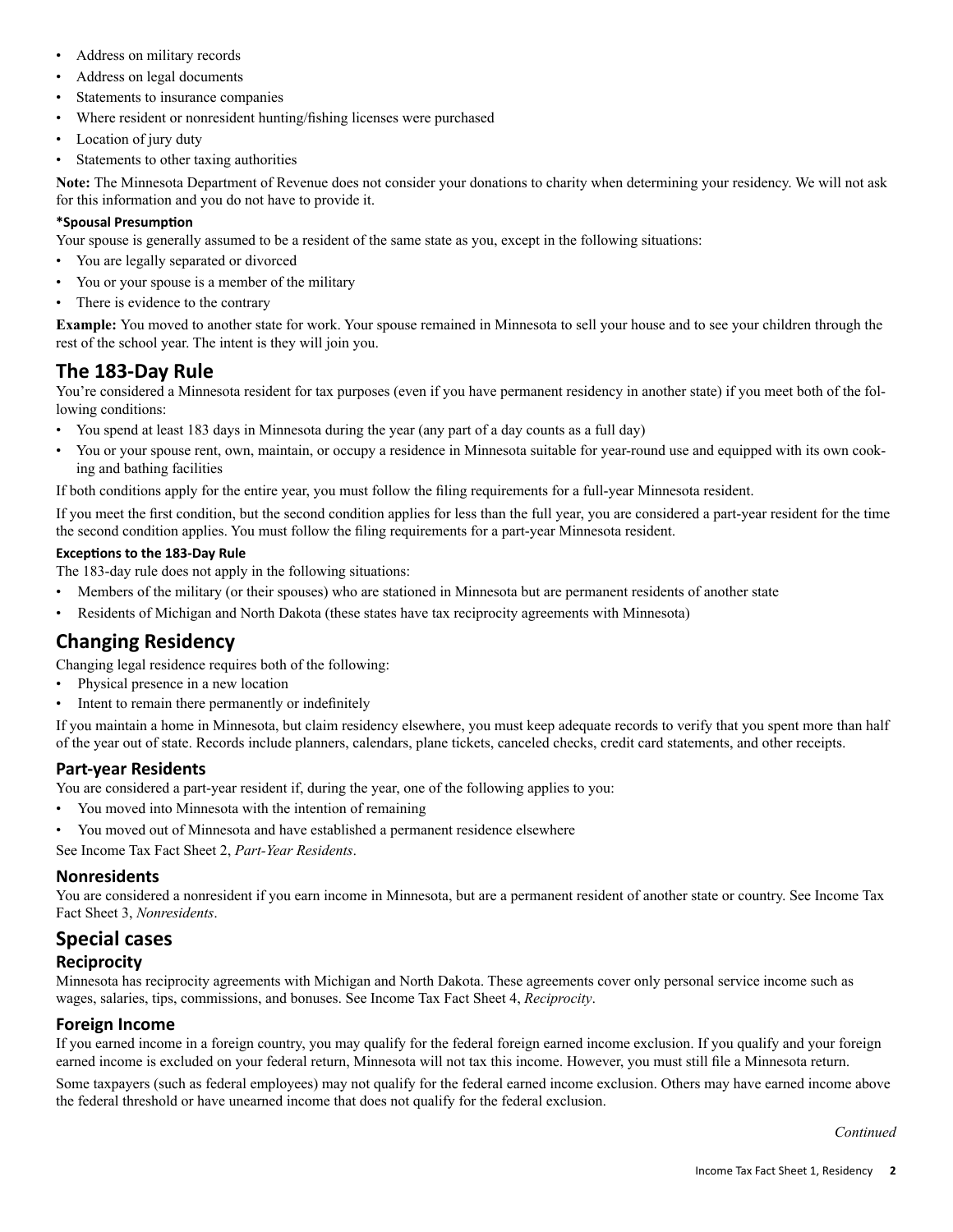- Address on military records
- Address on legal documents
- Statements to insurance companies
- Where resident or nonresident hunting/fishing licenses were purchased
- Location of jury duty
- Statements to other taxing authorities

**Note:** The Minnesota Department of Revenue does not consider your donations to charity when determining your residency. We will not ask for this information and you do not have to provide it.

#### *Spousal Presumption

Your spouse is generally assumed to be a resident of the same state as you, except in the following situations:

- You are legally separated or divorced
- You or your spouse is a member of the military
- There is evidence to the contrary

**Example:** You moved to another state for work. Your spouse remained in Minnesota to sell your house and to see your children through the rest of the school year. The intent is they will join you.

## The 183-Day Rule

You're considered a Minnesota resident for tax purposes (even if you have permanent residency in another state) if you meet both of the following conditions:

- You spend at least 183 days in Minnesota during the year (any part of a day counts as a full day)
- You or your spouse rent, own, maintain, or occupy a residence in Minnesota suitable for year-round use and equipped with its own cooking and bathing facilities

If both conditions apply for the entire year, you must follow the filing requirements for a full-year Minnesota resident.

If you meet the first condition, but the second condition applies for less than the full year, you are considered a part-year resident for the time the second condition applies. You must follow the filing requirements for a part-year Minnesota resident.

#### Exceptions to the 183-Day Rule

The 183-day rule does not apply in the following situations:

- Members of the military (or their spouses) who are stationed in Minnesota but are permanent residents of another state
- Residents of Michigan and North Dakota (these states have tax reciprocity agreements with Minnesota)

## Changing Residency

Changing legal residence requires both of the following:

- Physical presence in a new location
- Intent to remain there permanently or indefinitely

If you maintain a home in Minnesota, but claim residency elsewhere, you must keep adequate records to verify that you spent more than half of the year out of state. Records include planners, calendars, plane tickets, canceled checks, credit card statements, and other receipts.

### Part-year Residents

You are considered a part-year resident if, during the year, one of the following applies to you:

- You moved into Minnesota with the intention of remaining
- You moved out of Minnesota and have established a permanent residence elsewhere

See Income Tax Fact Sheet 2, *Part-Year Residents*.

### Nonresidents

You are considered a nonresident if you earn income in Minnesota, but are a permanent resident of another state or country. See Income Tax Fact Sheet 3, *Nonresidents*.

## Special cases

### Reciprocity

Minnesota has reciprocity agreements with Michigan and North Dakota. These agreements cover only personal service income such as wages, salaries, tips, commissions, and bonuses. See Income Tax Fact Sheet 4, *Reciprocity*.

### Foreign Income

If you earned income in a foreign country, you may qualify for the federal foreign earned income exclusion. If you qualify and your foreign earned income is excluded on your federal return, Minnesota will not tax this income. However, you must still file a Minnesota return.

Some taxpayers (such as federal employees) may not qualify for the federal earned income exclusion. Others may have earned income above the federal threshold or have unearned income that does not qualify for the federal exclusion.

*Continued*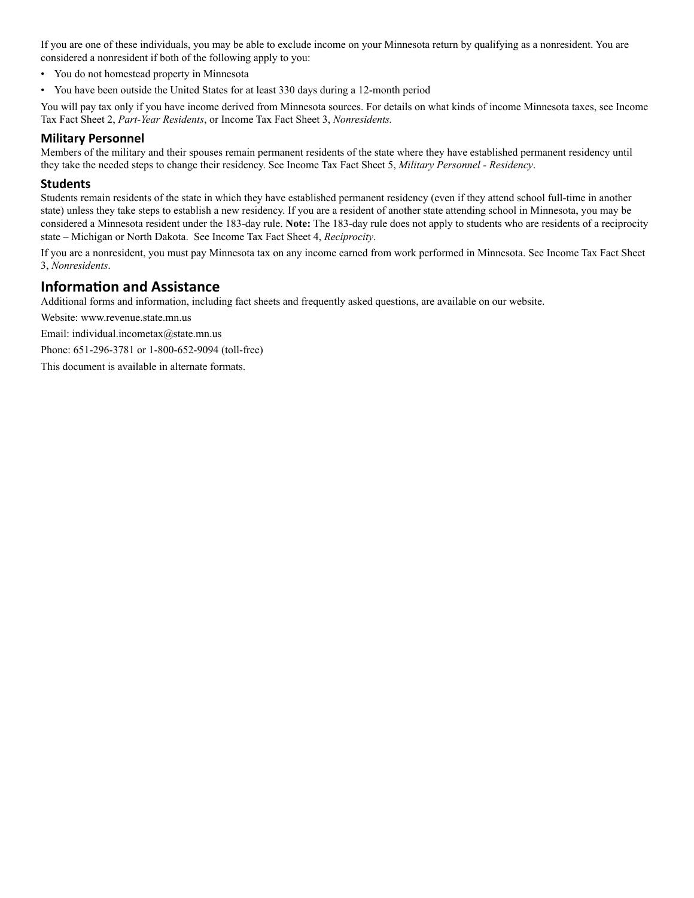If you are one of these individuals, you may be able to exclude income on your Minnesota return by qualifying as a nonresident. You are considered a nonresident if both of the following apply to you:

- You do not homestead property in Minnesota
- You have been outside the United States for at least 330 days during a 12-month period

You will pay tax only if you have income derived from Minnesota sources. For details on what kinds of income Minnesota taxes, see Income Tax Fact Sheet 2, *Part-Year Residents*, or Income Tax Fact Sheet 3, *Nonresidents.*

### Military Personnel

Members of the military and their spouses remain permanent residents of the state where they have established permanent residency until they take the needed steps to change their residency. See Income Tax Fact Sheet 5, *Military Personnel - Residency*.

### Students

Students remain residents of the state in which they have established permanent residency (even if they attend school full-time in another state) unless they take steps to establish a new residency. If you are a resident of another state attending school in Minnesota, you may be considered a Minnesota resident under the 183-day rule. **Note:** The 183-day rule does not apply to students who are residents of a reciprocity state – Michigan or North Dakota.  See Income Tax Fact Sheet 4, *Reciprocity*.

If you are a nonresident, you must pay Minnesota tax on any income earned from work performed in Minnesota. See Income Tax Fact Sheet 3, *Nonresidents*.

## Information and Assistance

Additional forms and information, including fact sheets and frequently asked questions, are available on our website.

Website: www.revenue.state.mn.us

Email: individual.incometax@state.mn.us

Phone: 651-296-3781 or 1-800-652-9094 (toll-free)

This document is available in alternate formats.